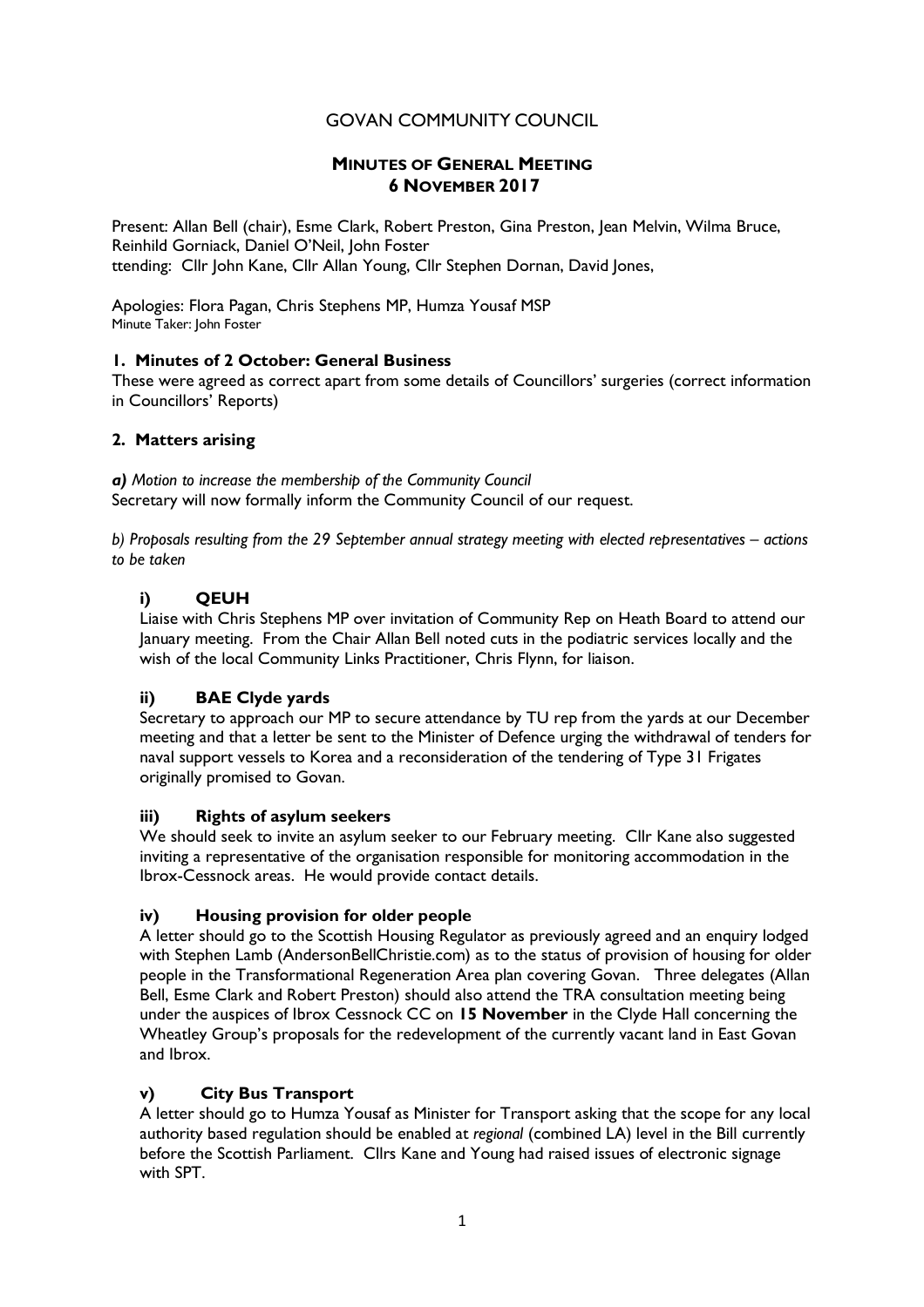# GOVAN COMMUNITY COUNCIL

## MINUTES OF GENERAL MEETING
## 6 NOVEMBER 2017

Present: Allan Bell (chair), Esme Clark, Robert Preston, Gina Preston, Jean Melvin, Wilma Bruce, Reinhild Gorniack, Daniel O'Neil, John Foster
ttending: Cllr John Kane, Cllr Allan Young, Cllr Stephen Dornan, David Jones,

Apologies: Flora Pagan, Chris Stephens MP, Humza Yousaf MSP
Minute Taker: John Foster

### 1. Minutes of 2 October: General Business

These were agreed as correct apart from some details of Councillors' surgeries (correct information in Councillors' Reports)

### 2. Matters arising

***a)*** *Motion to increase the membership of the Community Council*
Secretary will now formally inform the Community Council of our request.

*b) Proposals resulting from the 29 September annual strategy meeting with elected representatives – actions to be taken*

#### i) QEUH

Liaise with Chris Stephens MP over invitation of Community Rep on Heath Board to attend our January meeting. From the Chair Allan Bell noted cuts in the podiatric services locally and the wish of the local Community Links Practitioner, Chris Flynn, for liaison.

#### ii) BAE Clyde yards

Secretary to approach our MP to secure attendance by TU rep from the yards at our December meeting and that a letter be sent to the Minister of Defence urging the withdrawal of tenders for naval support vessels to Korea and a reconsideration of the tendering of Type 31 Frigates originally promised to Govan.

#### iii) Rights of asylum seekers

We should seek to invite an asylum seeker to our February meeting. Cllr Kane also suggested inviting a representative of the organisation responsible for monitoring accommodation in the Ibrox-Cessnock areas. He would provide contact details.

#### iv) Housing provision for older people

A letter should go to the Scottish Housing Regulator as previously agreed and an enquiry lodged with Stephen Lamb (AndersonBellChristie.com) as to the status of provision of housing for older people in the Transformational Regeneration Area plan covering Govan. Three delegates (Allan Bell, Esme Clark and Robert Preston) should also attend the TRA consultation meeting being under the auspices of Ibrox Cessnock CC on **15 November** in the Clyde Hall concerning the Wheatley Group's proposals for the redevelopment of the currently vacant land in East Govan and Ibrox.

#### v) City Bus Transport

A letter should go to Humza Yousaf as Minister for Transport asking that the scope for any local authority based regulation should be enabled at *regional* (combined LA) level in the Bill currently before the Scottish Parliament. Cllrs Kane and Young had raised issues of electronic signage with SPT.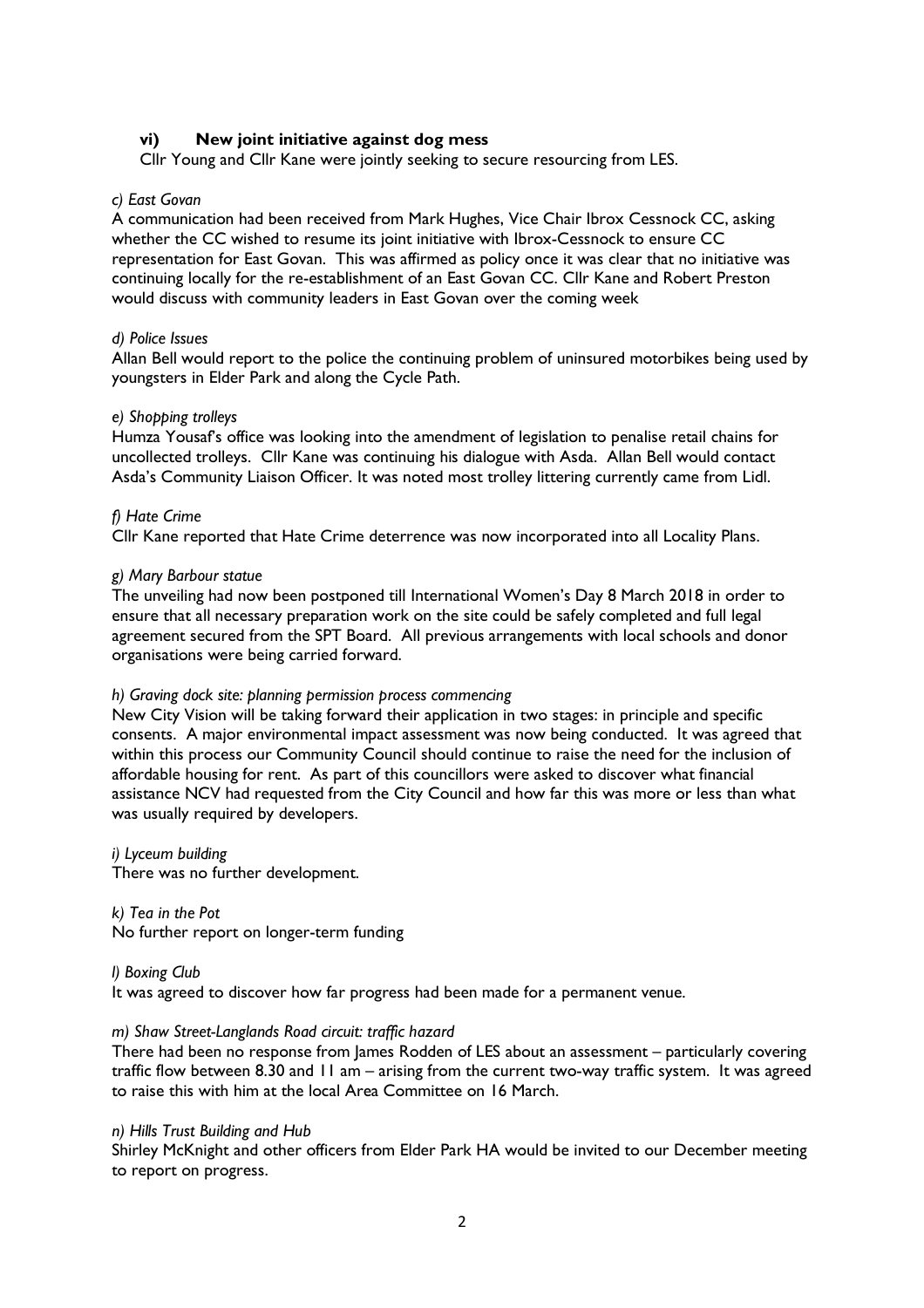#### vi) New joint initiative against dog mess

Cllr Young and Cllr Kane were jointly seeking to secure resourcing from LES.

*c) East Govan*

A communication had been received from Mark Hughes, Vice Chair Ibrox Cessnock CC, asking whether the CC wished to resume its joint initiative with Ibrox-Cessnock to ensure CC representation for East Govan. This was affirmed as policy once it was clear that no initiative was continuing locally for the re-establishment of an East Govan CC. Cllr Kane and Robert Preston would discuss with community leaders in East Govan over the coming week

*d) Police Issues*

Allan Bell would report to the police the continuing problem of uninsured motorbikes being used by youngsters in Elder Park and along the Cycle Path.

*e) Shopping trolleys*

Humza Yousaf's office was looking into the amendment of legislation to penalise retail chains for uncollected trolleys. Cllr Kane was continuing his dialogue with Asda. Allan Bell would contact Asda's Community Liaison Officer. It was noted most trolley littering currently came from Lidl.

*f) Hate Crime*

Cllr Kane reported that Hate Crime deterrence was now incorporated into all Locality Plans.

*g) Mary Barbour statue*

The unveiling had now been postponed till International Women's Day 8 March 2018 in order to ensure that all necessary preparation work on the site could be safely completed and full legal agreement secured from the SPT Board. All previous arrangements with local schools and donor organisations were being carried forward.

*h) Graving dock site: planning permission process commencing*

New City Vision will be taking forward their application in two stages: in principle and specific consents. A major environmental impact assessment was now being conducted. It was agreed that within this process our Community Council should continue to raise the need for the inclusion of affordable housing for rent. As part of this councillors were asked to discover what financial assistance NCV had requested from the City Council and how far this was more or less than what was usually required by developers.

*i) Lyceum building*

There was no further development.

*k) Tea in the Pot*

No further report on longer-term funding

*l) Boxing Club*

It was agreed to discover how far progress had been made for a permanent venue.

*m) Shaw Street-Langlands Road circuit: traffic hazard*

There had been no response from James Rodden of LES about an assessment – particularly covering traffic flow between 8.30 and 11 am – arising from the current two-way traffic system. It was agreed to raise this with him at the local Area Committee on 16 March.

*n) Hills Trust Building and Hub*

Shirley McKnight and other officers from Elder Park HA would be invited to our December meeting to report on progress.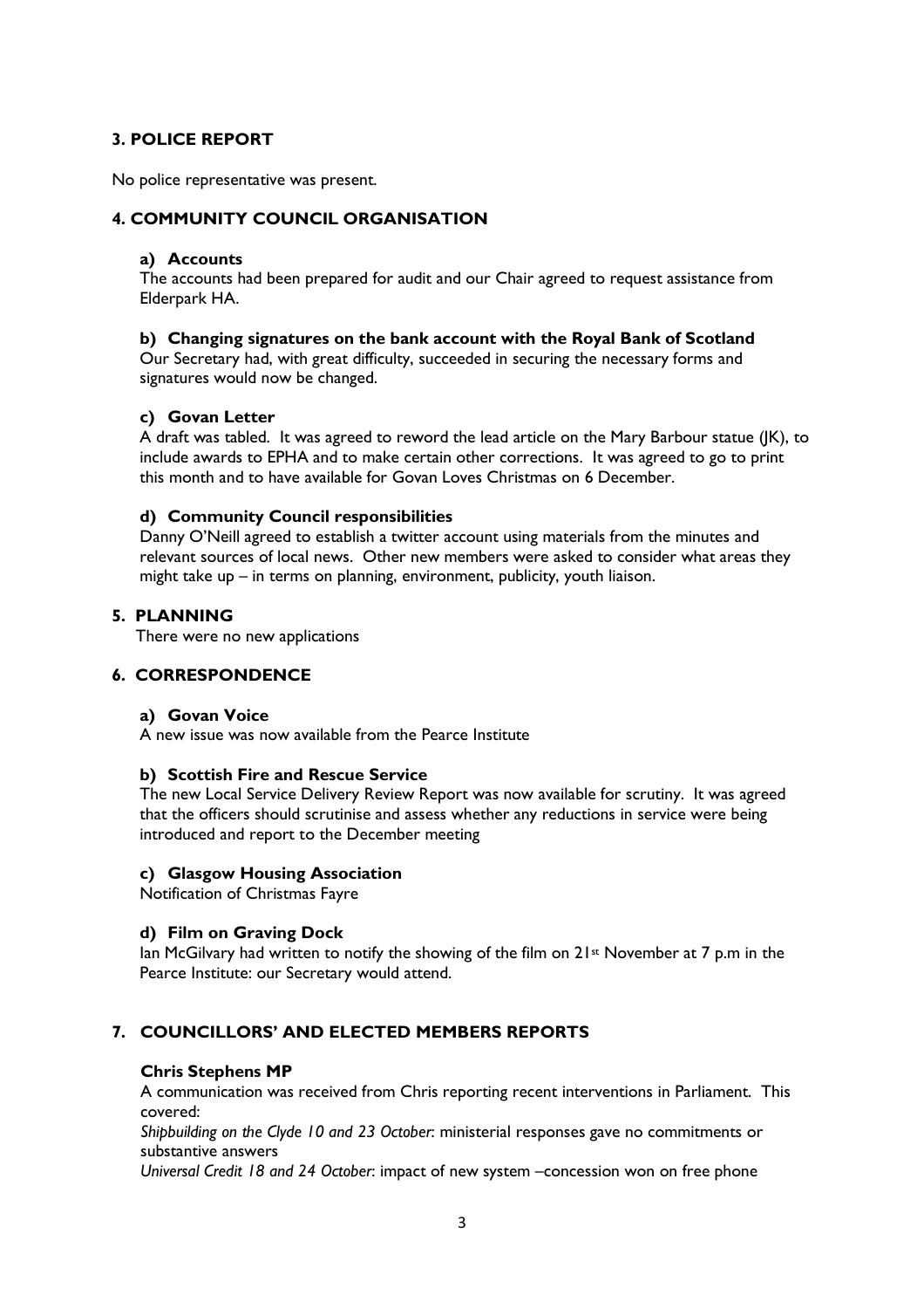## 3. POLICE REPORT

No police representative was present.

## 4. COMMUNITY COUNCIL ORGANISATION

### a) Accounts

The accounts had been prepared for audit and our Chair agreed to request assistance from Elderpark HA.

### b) Changing signatures on the bank account with the Royal Bank of Scotland

Our Secretary had, with great difficulty, succeeded in securing the necessary forms and signatures would now be changed.

### c) Govan Letter

A draft was tabled. It was agreed to reword the lead article on the Mary Barbour statue (JK), to include awards to EPHA and to make certain other corrections. It was agreed to go to print this month and to have available for Govan Loves Christmas on 6 December.

### d) Community Council responsibilities

Danny O'Neill agreed to establish a twitter account using materials from the minutes and relevant sources of local news. Other new members were asked to consider what areas they might take up – in terms on planning, environment, publicity, youth liaison.

## 5. PLANNING

There were no new applications

## 6. CORRESPONDENCE

### a) Govan Voice

A new issue was now available from the Pearce Institute

### b) Scottish Fire and Rescue Service

The new Local Service Delivery Review Report was now available for scrutiny. It was agreed that the officers should scrutinise and assess whether any reductions in service were being introduced and report to the December meeting

### c) Glasgow Housing Association

Notification of Christmas Fayre

### d) Film on Graving Dock

Ian McGilvary had written to notify the showing of the film on 21st November at 7 p.m in the Pearce Institute: our Secretary would attend.

## 7. COUNCILLORS' AND ELECTED MEMBERS REPORTS

**Chris Stephens MP**

A communication was received from Chris reporting recent interventions in Parliament. This covered:

*Shipbuilding on the Clyde 10 and 23 October*: ministerial responses gave no commitments or substantive answers

*Universal Credit 18 and 24 October*: impact of new system –concession won on free phone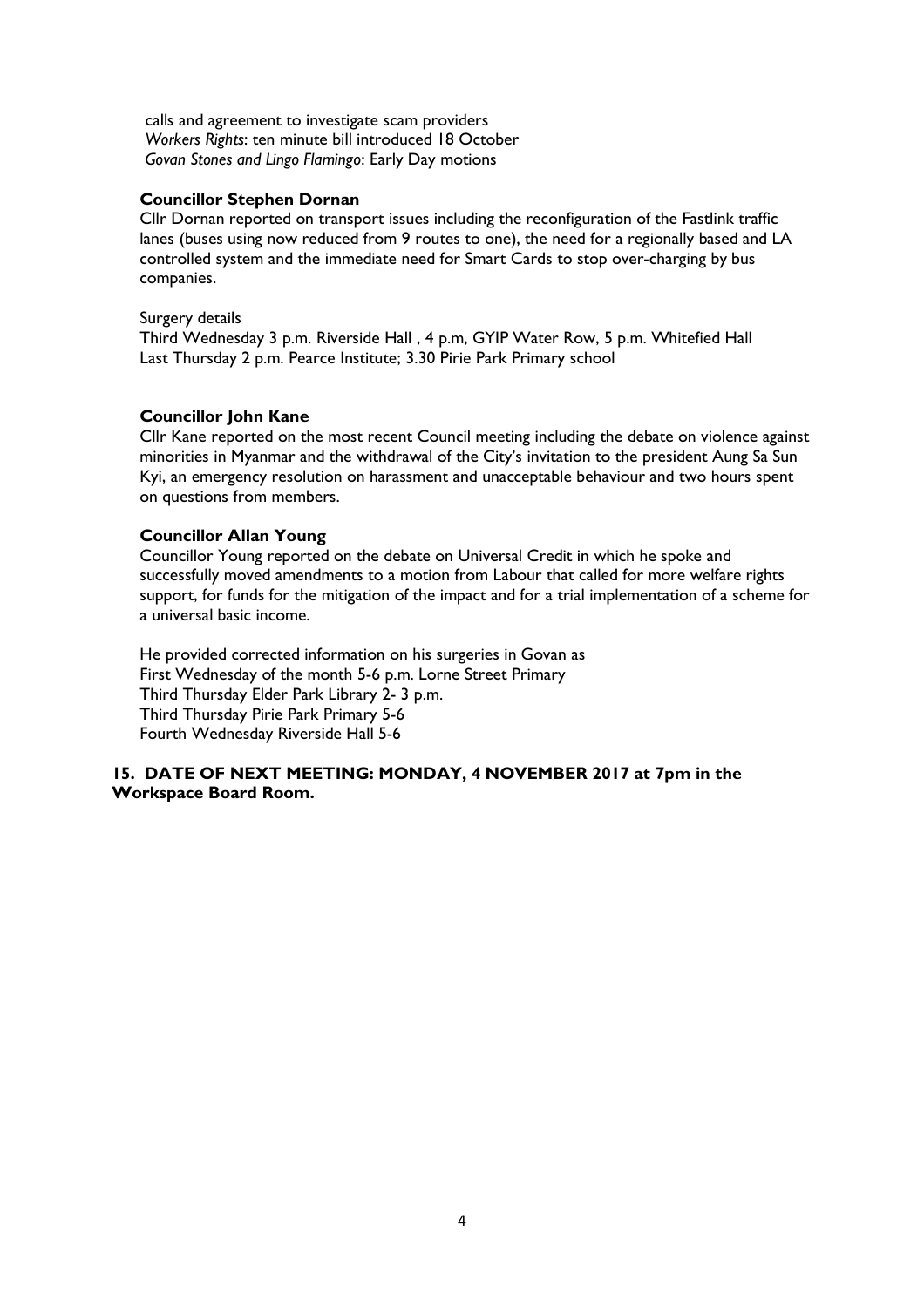calls and agreement to investigate scam providers
*Workers Rights*: ten minute bill introduced 18 October
*Govan Stones and Lingo Flamingo*: Early Day motions

**Councillor Stephen Dornan**

Cllr Dornan reported on transport issues including the reconfiguration of the Fastlink traffic lanes (buses using now reduced from 9 routes to one), the need for a regionally based and LA controlled system and the immediate need for Smart Cards to stop over-charging by bus companies.

Surgery details
Third Wednesday 3 p.m. Riverside Hall , 4 p.m, GYIP Water Row, 5 p.m. Whitefied Hall
Last Thursday 2 p.m. Pearce Institute; 3.30 Pirie Park Primary school

**Councillor John Kane**

Cllr Kane reported on the most recent Council meeting including the debate on violence against minorities in Myanmar and the withdrawal of the City's invitation to the president Aung Sa Sun Kyi, an emergency resolution on harassment and unacceptable behaviour and two hours spent on questions from members.

**Councillor Allan Young**

Councillor Young reported on the debate on Universal Credit in which he spoke and successfully moved amendments to a motion from Labour that called for more welfare rights support, for funds for the mitigation of the impact and for a trial implementation of a scheme for a universal basic income.

He provided corrected information on his surgeries in Govan as
First Wednesday of the month 5-6 p.m. Lorne Street Primary
Third Thursday Elder Park Library 2- 3 p.m.
Third Thursday Pirie Park Primary 5-6
Fourth Wednesday Riverside Hall 5-6

**15. DATE OF NEXT MEETING: MONDAY, 4 NOVEMBER 2017 at 7pm in the Workspace Board Room.**